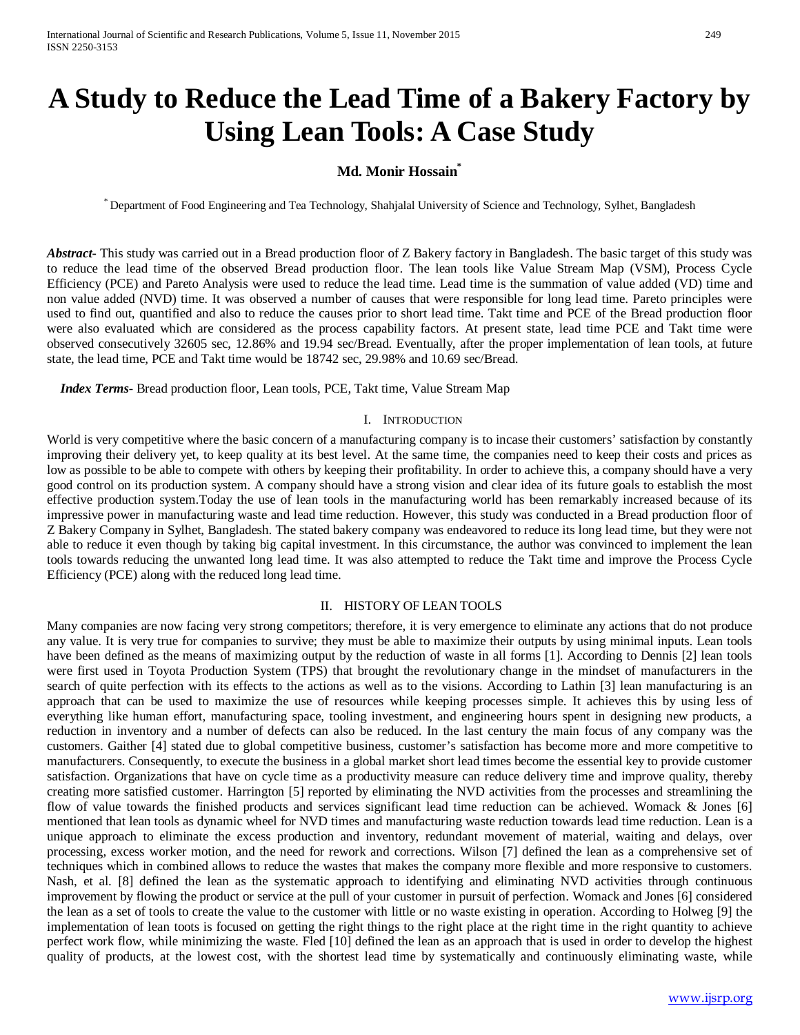# A Study to Reduce the Lead Time of a Bakery Factory by Using Lean Tools: A Case Study

**Md. Monir Hossain***

\* Department of Food Engineering and Tea Technology, Shahjalal University of Science and Technology, Sylhet, Bangladesh

***Abstract*-** This study was carried out in a Bread production floor of Z Bakery factory in Bangladesh. The basic target of this study was to reduce the lead time of the observed Bread production floor. The lean tools like Value Stream Map (VSM), Process Cycle Efficiency (PCE) and Pareto Analysis were used to reduce the lead time. Lead time is the summation of value added (VD) time and non value added (NVD) time. It was observed a number of causes that were responsible for long lead time. Pareto principles were used to find out, quantified and also to reduce the causes prior to short lead time. Takt time and PCE of the Bread production floor were also evaluated which are considered as the process capability factors. At present state, lead time PCE and Takt time were observed consecutively 32605 sec, 12.86% and 19.94 sec/Bread. Eventually, after the proper implementation of lean tools, at future state, the lead time, PCE and Takt time would be 18742 sec, 29.98% and 10.69 sec/Bread.

***Index Terms*-** Bread production floor, Lean tools, PCE, Takt time, Value Stream Map

## I. Introduction

World is very competitive where the basic concern of a manufacturing company is to incase their customers' satisfaction by constantly improving their delivery yet, to keep quality at its best level. At the same time, the companies need to keep their costs and prices as low as possible to be able to compete with others by keeping their profitability. In order to achieve this, a company should have a very good control on its production system. A company should have a strong vision and clear idea of its future goals to establish the most effective production system.Today the use of lean tools in the manufacturing world has been remarkably increased because of its impressive power in manufacturing waste and lead time reduction. However, this study was conducted in a Bread production floor of Z Bakery Company in Sylhet, Bangladesh. The stated bakery company was endeavored to reduce its long lead time, but they were not able to reduce it even though by taking big capital investment. In this circumstance, the author was convinced to implement the lean tools towards reducing the unwanted long lead time. It was also attempted to reduce the Takt time and improve the Process Cycle Efficiency (PCE) along with the reduced long lead time.

## II. History of Lean Tools

Many companies are now facing very strong competitors; therefore, it is very emergence to eliminate any actions that do not produce any value. It is very true for companies to survive; they must be able to maximize their outputs by using minimal inputs. Lean tools have been defined as the means of maximizing output by the reduction of waste in all forms [1]. According to Dennis [2] lean tools were first used in Toyota Production System (TPS) that brought the revolutionary change in the mindset of manufacturers in the search of quite perfection with its effects to the actions as well as to the visions. According to Lathin [3] lean manufacturing is an approach that can be used to maximize the use of resources while keeping processes simple. It achieves this by using less of everything like human effort, manufacturing space, tooling investment, and engineering hours spent in designing new products, a reduction in inventory and a number of defects can also be reduced. In the last century the main focus of any company was the customers. Gaither [4] stated due to global competitive business, customer's satisfaction has become more and more competitive to manufacturers. Consequently, to execute the business in a global market short lead times become the essential key to provide customer satisfaction. Organizations that have on cycle time as a productivity measure can reduce delivery time and improve quality, thereby creating more satisfied customer. Harrington [5] reported by eliminating the NVD activities from the processes and streamlining the flow of value towards the finished products and services significant lead time reduction can be achieved. Womack & Jones [6] mentioned that lean tools as dynamic wheel for NVD times and manufacturing waste reduction towards lead time reduction. Lean is a unique approach to eliminate the excess production and inventory, redundant movement of material, waiting and delays, over processing, excess worker motion, and the need for rework and corrections. Wilson [7] defined the lean as a comprehensive set of techniques which in combined allows to reduce the wastes that makes the company more flexible and more responsive to customers. Nash, et al. [8] defined the lean as the systematic approach to identifying and eliminating NVD activities through continuous improvement by flowing the product or service at the pull of your customer in pursuit of perfection. Womack and Jones [6] considered the lean as a set of tools to create the value to the customer with little or no waste existing in operation. According to Holweg [9] the implementation of lean toots is focused on getting the right things to the right place at the right time in the right quantity to achieve perfect work flow, while minimizing the waste. Fled [10] defined the lean as an approach that is used in order to develop the highest quality of products, at the lowest cost, with the shortest lead time by systematically and continuously eliminating waste, while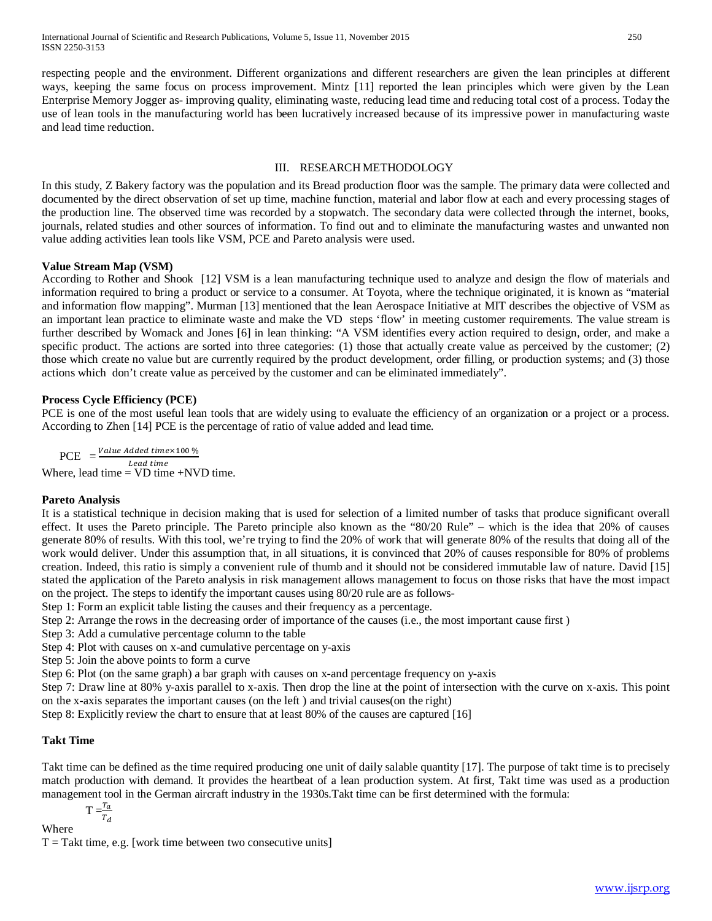respecting people and the environment. Different organizations and different researchers are given the lean principles at different ways, keeping the same focus on process improvement. Mintz [11] reported the lean principles which were given by the Lean Enterprise Memory Jogger as- improving quality, eliminating waste, reducing lead time and reducing total cost of a process. Today the use of lean tools in the manufacturing world has been lucratively increased because of its impressive power in manufacturing waste and lead time reduction.

## III. RESEARCH METHODOLOGY

In this study, Z Bakery factory was the population and its Bread production floor was the sample. The primary data were collected and documented by the direct observation of set up time, machine function, material and labor flow at each and every processing stages of the production line. The observed time was recorded by a stopwatch. The secondary data were collected through the internet, books, journals, related studies and other sources of information. To find out and to eliminate the manufacturing wastes and unwanted non value adding activities lean tools like VSM, PCE and Pareto analysis were used.

**Value Stream Map (VSM)**

According to Rother and Shook [12] VSM is a lean manufacturing technique used to analyze and design the flow of materials and information required to bring a product or service to a consumer. At Toyota, where the technique originated, it is known as "material and information flow mapping". Murman [13] mentioned that the lean Aerospace Initiative at MIT describes the objective of VSM as an important lean practice to eliminate waste and make the VD steps 'flow' in meeting customer requirements. The value stream is further described by Womack and Jones [6] in lean thinking: "A VSM identifies every action required to design, order, and make a specific product. The actions are sorted into three categories: (1) those that actually create value as perceived by the customer; (2) those which create no value but are currently required by the product development, order filling, or production systems; and (3) those actions which don't create value as perceived by the customer and can be eliminated immediately".

**Process Cycle Efficiency (PCE)**

PCE is one of the most useful lean tools that are widely using to evaluate the efficiency of an organization or a project or a process. According to Zhen [14] PCE is the percentage of ratio of value added and lead time.

$$\text{PCE} = \frac{Value\ Added\ time \times 100\ \%}{Lead\ time}$$

Where, lead time = VD time +NVD time.

**Pareto Analysis**

It is a statistical technique in decision making that is used for selection of a limited number of tasks that produce significant overall effect. It uses the Pareto principle. The Pareto principle also known as the "80/20 Rule" – which is the idea that 20% of causes generate 80% of results. With this tool, we're trying to find the 20% of work that will generate 80% of the results that doing all of the work would deliver. Under this assumption that, in all situations, it is convinced that 20% of causes responsible for 80% of problems creation. Indeed, this ratio is simply a convenient rule of thumb and it should not be considered immutable law of nature. David [15] stated the application of the Pareto analysis in risk management allows management to focus on those risks that have the most impact on the project. The steps to identify the important causes using 80/20 rule are as follows-

Step 1: Form an explicit table listing the causes and their frequency as a percentage.
Step 2: Arrange the rows in the decreasing order of importance of the causes (i.e., the most important cause first )
Step 3: Add a cumulative percentage column to the table
Step 4: Plot with causes on x-and cumulative percentage on y-axis
Step 5: Join the above points to form a curve
Step 6: Plot (on the same graph) a bar graph with causes on x-and percentage frequency on y-axis
Step 7: Draw line at 80% y-axis parallel to x-axis. Then drop the line at the point of intersection with the curve on x-axis. This point on the x-axis separates the important causes (on the left ) and trivial causes(on the right)
Step 8: Explicitly review the chart to ensure that at least 80% of the causes are captured [16]

**Takt Time**

Takt time can be defined as the time required producing one unit of daily salable quantity [17]. The purpose of takt time is to precisely match production with demand. It provides the heartbeat of a lean production system. At first, Takt time was used as a production management tool in the German aircraft industry in the 1930s.Takt time can be first determined with the formula:

$$T = \frac{T_a}{T_d}$$

Where

T = Takt time, e.g. [work time between two consecutive units]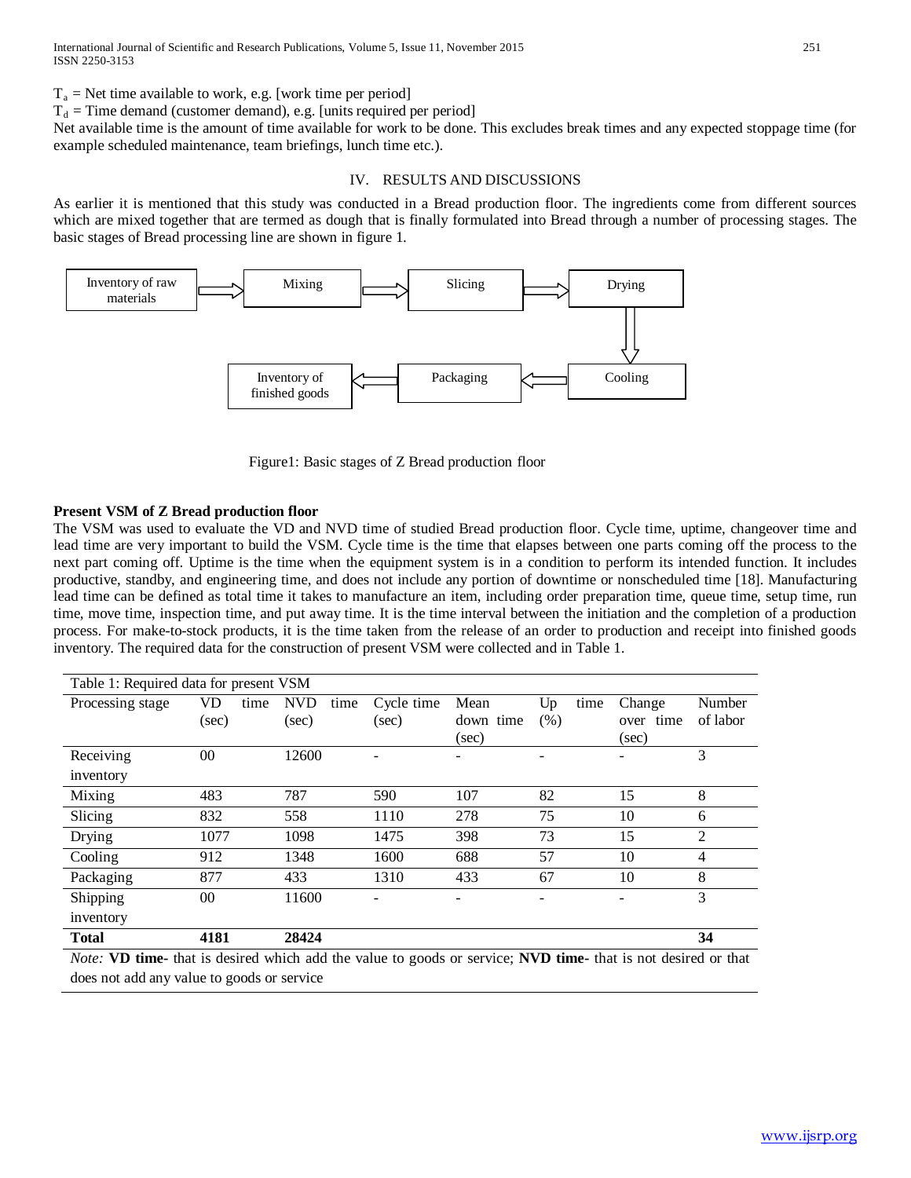$T_a$ = Net time available to work, e.g. [work time per period]

$T_d$ = Time demand (customer demand), e.g. [units required per period]

Net available time is the amount of time available for work to be done. This excludes break times and any expected stoppage time (for example scheduled maintenance, team briefings, lunch time etc.).

## IV. RESULTS AND DISCUSSIONS

As earlier it is mentioned that this study was conducted in a Bread production floor. The ingredients come from different sources which are mixed together that are termed as dough that is finally formulated into Bread through a number of processing stages. The basic stages of Bread processing line are shown in figure 1.

Inventory of raw materials → Mixing → Slicing → Drying → Cooling → Packaging → Inventory of finished goods

Figure1: Basic stages of Z Bread production floor

**Present VSM of Z Bread production floor**

The VSM was used to evaluate the VD and NVD time of studied Bread production floor. Cycle time, uptime, changeover time and lead time are very important to build the VSM. Cycle time is the time that elapses between one parts coming off the process to the next part coming off. Uptime is the time when the equipment system is in a condition to perform its intended function. It includes productive, standby, and engineering time, and does not include any portion of downtime or nonscheduled time [18]. Manufacturing lead time can be defined as total time it takes to manufacture an item, including order preparation time, queue time, setup time, run time, move time, inspection time, and put away time. It is the time interval between the initiation and the completion of a production process. For make-to-stock products, it is the time taken from the release of an order to production and receipt into finished goods inventory. The required data for the construction of present VSM were collected and in Table 1.

Table 1: Required data for present VSM

| Processing stage | VD time (sec) | NVD time (sec) | Cycle time (sec) | Mean down time (sec) | Up time (%) | Change over time (sec) | Number of labor |
|---|---|---|---|---|---|---|---|
| Receiving inventory | 00 | 12600 | - | - | - | - | 3 |
| Mixing | 483 | 787 | 590 | 107 | 82 | 15 | 8 |
| Slicing | 832 | 558 | 1110 | 278 | 75 | 10 | 6 |
| Drying | 1077 | 1098 | 1475 | 398 | 73 | 15 | 2 |
| Cooling | 912 | 1348 | 1600 | 688 | 57 | 10 | 4 |
| Packaging | 877 | 433 | 1310 | 433 | 67 | 10 | 8 |
| Shipping inventory | 00 | 11600 | - | - | - | - | 3 |
| **Total** | **4181** | **28424** | | | | | **34** |

*Note:* **VD time-** that is desired which add the value to goods or service; **NVD time-** that is not desired or that does not add any value to goods or service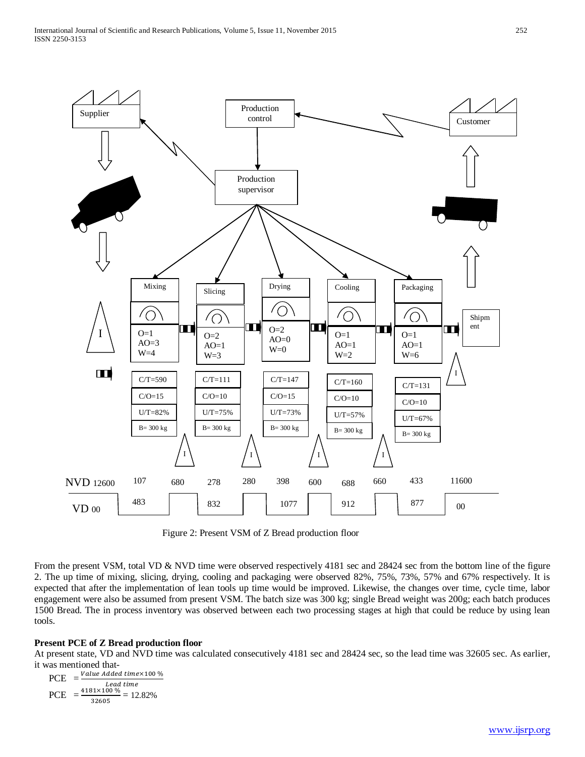Figure 2: Present VSM of Z Bread production floor

From the present VSM, total VD & NVD time were observed respectively 4181 sec and 28424 sec from the bottom line of the figure 2. The up time of mixing, slicing, drying, cooling and packaging were observed 82%, 75%, 73%, 57% and 67% respectively. It is expected that after the implementation of lean tools up time would be improved. Likewise, the changes over time, cycle time, labor engagement were also be assumed from present VSM. The batch size was 300 kg; single Bread weight was 200g; each batch produces 1500 Bread. The in process inventory was observed between each two processing stages at high that could be reduce by using lean tools.

**Present PCE of Z Bread production floor**

At present state, VD and NVD time was calculated consecutively 4181 sec and 28424 sec, so the lead time was 32605 sec. As earlier, it was mentioned that-

$$\text{PCE} \ = \frac{Value\ Added\ time \times 100\ \%}{Lead\ time}$$

$$\text{PCE} \ = \frac{4181 \times 100\ \%}{32605} = 12.82\%$$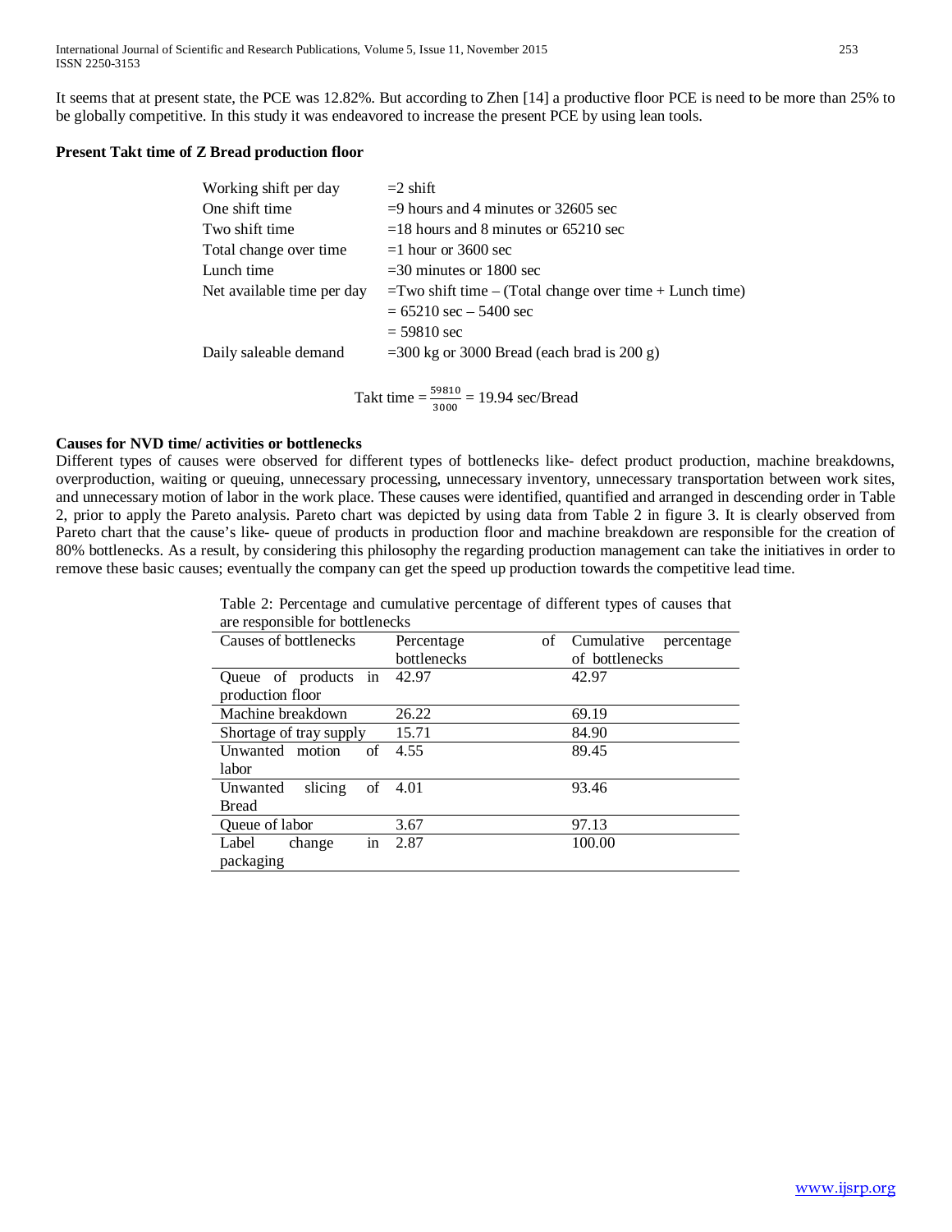It seems that at present state, the PCE was 12.82%. But according to Zhen [14] a productive floor PCE is need to be more than 25% to be globally competitive. In this study it was endeavored to increase the present PCE by using lean tools.

**Present Takt time of Z Bread production floor**

| | |
|---|---|
| Working shift per day | =2 shift |
| One shift time | =9 hours and 4 minutes or 32605 sec |
| Two shift time | =18 hours and 8 minutes or 65210 sec |
| Total change over time | =1 hour or 3600 sec |
| Lunch time | =30 minutes or 1800 sec |
| Net available time per day | =Two shift time – (Total change over time + Lunch time) |
| | = 65210 sec – 5400 sec |
| | = 59810 sec |
| Daily saleable demand | =300 kg or 3000 Bread (each brad is 200 g) |

$$\text{Takt time} = \frac{59810}{3000} = 19.94 \text{ sec/Bread}$$

**Causes for NVD time/ activities or bottlenecks**

Different types of causes were observed for different types of bottlenecks like- defect product production, machine breakdowns, overproduction, waiting or queuing, unnecessary processing, unnecessary inventory, unnecessary transportation between work sites, and unnecessary motion of labor in the work place. These causes were identified, quantified and arranged in descending order in Table 2, prior to apply the Pareto analysis. Pareto chart was depicted by using data from Table 2 in figure 3. It is clearly observed from Pareto chart that the cause's like- queue of products in production floor and machine breakdown are responsible for the creation of 80% bottlenecks. As a result, by considering this philosophy the regarding production management can take the initiatives in order to remove these basic causes; eventually the company can get the speed up production towards the competitive lead time.

Table 2: Percentage and cumulative percentage of different types of causes that are responsible for bottlenecks

| Causes of bottlenecks | Percentage of bottlenecks | Cumulative percentage of bottlenecks |
|---|---|---|
| Queue of products in production floor | 42.97 | 42.97 |
| Machine breakdown | 26.22 | 69.19 |
| Shortage of tray supply | 15.71 | 84.90 |
| Unwanted motion of labor | 4.55 | 89.45 |
| Unwanted slicing of Bread | 4.01 | 93.46 |
| Queue of labor | 3.67 | 97.13 |
| Label change in packaging | 2.87 | 100.00 |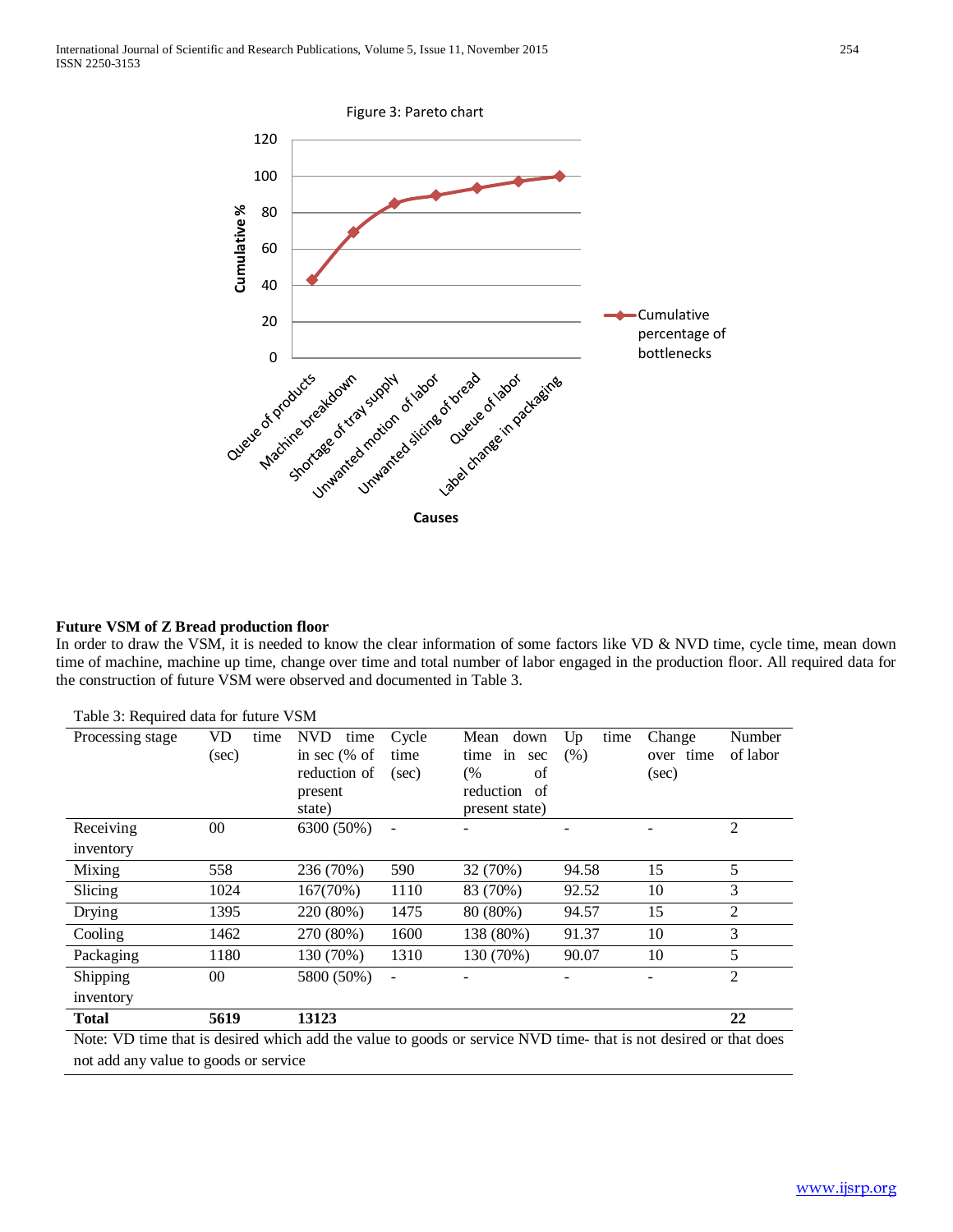Figure 3: Pareto chart

**Future VSM of Z Bread production floor**

In order to draw the VSM, it is needed to know the clear information of some factors like VD & NVD time, cycle time, mean down time of machine, machine up time, change over time and total number of labor engaged in the production floor. All required data for the construction of future VSM were observed and documented in Table 3.

Table 3: Required data for future VSM

| Processing stage | VD time (sec) | NVD time in sec (% of reduction of present state) | Cycle time (sec) | Mean down time in sec (% of reduction of present state) | Up time (%) | Change over time (sec) | Number of labor |
|---|---|---|---|---|---|---|---|
| Receiving inventory | 00 | 6300 (50%) | - | - | - | - | 2 |
| Mixing | 558 | 236 (70%) | 590 | 32 (70%) | 94.58 | 15 | 5 |
| Slicing | 1024 | 167(70%) | 1110 | 83 (70%) | 92.52 | 10 | 3 |
| Drying | 1395 | 220 (80%) | 1475 | 80 (80%) | 94.57 | 15 | 2 |
| Cooling | 1462 | 270 (80%) | 1600 | 138 (80%) | 91.37 | 10 | 3 |
| Packaging | 1180 | 130 (70%) | 1310 | 130 (70%) | 90.07 | 10 | 5 |
| Shipping inventory | 00 | 5800 (50%) | - | - | - | - | 2 |
| **Total** | **5619** | **13123** | | | | | **22** |

Note: VD time that is desired which add the value to goods or service NVD time- that is not desired or that does not add any value to goods or service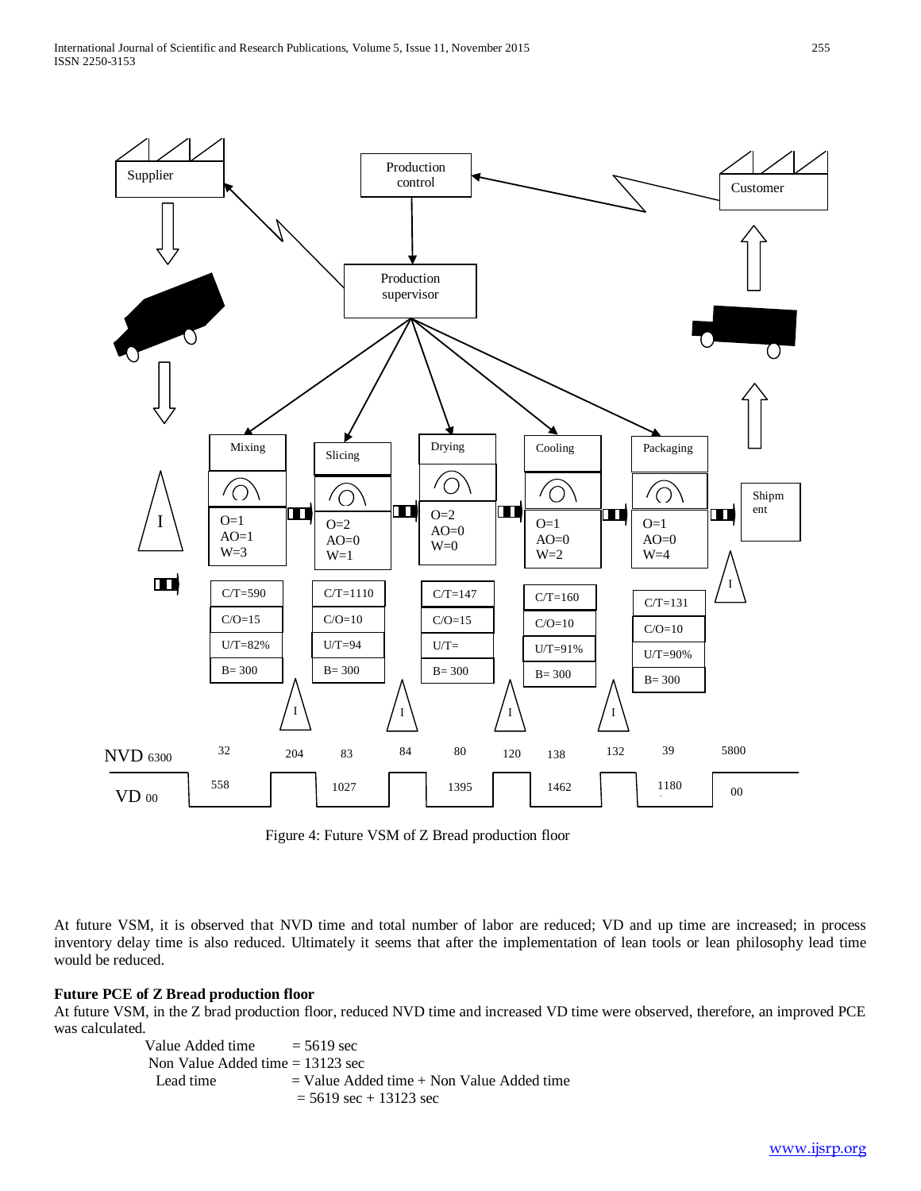Figure 4: Future VSM of Z Bread production floor

At future VSM, it is observed that NVD time and total number of labor are reduced; VD and up time are increased; in process inventory delay time is also reduced. Ultimately it seems that after the implementation of lean tools or lean philosophy lead time would be reduced.

**Future PCE of Z Bread production floor**

At future VSM, in the Z brad production floor, reduced NVD time and increased VD time were observed, therefore, an improved PCE was calculated.

Value Added time = 5619 sec

Non Value Added time = 13123 sec

Lead time = Value Added time + Non Value Added time

= 5619 sec + 13123 sec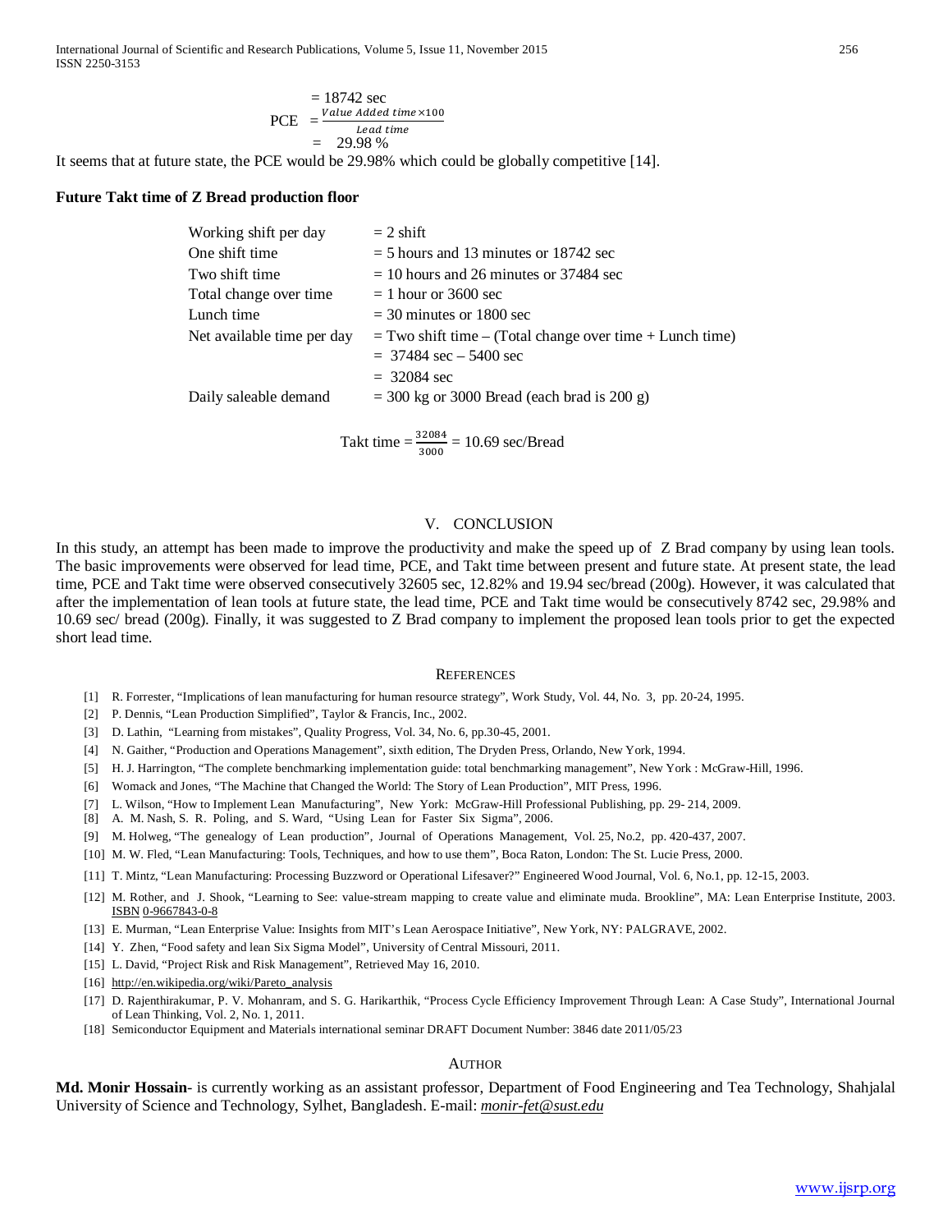$$= 18742 \text{ sec}$$

$$\text{PCE} = \frac{Value\ Added\ time \times 100}{Lead\ time}$$

$$= 29.98\ \%$$

It seems that at future state, the PCE would be 29.98% which could be globally competitive [14].

**Future Takt time of Z Bread production floor**

| | |
|---|---|
| Working shift per day | = 2 shift |
| One shift time | = 5 hours and 13 minutes or 18742 sec |
| Two shift time | = 10 hours and 26 minutes or 37484 sec |
| Total change over time | = 1 hour or 3600 sec |
| Lunch time | = 30 minutes or 1800 sec |
| Net available time per day | = Two shift time – (Total change over time + Lunch time) |
| | = 37484 sec – 5400 sec |
| | = 32084 sec |
| Daily saleable demand | = 300 kg or 3000 Bread (each brad is 200 g) |

$$\text{Takt time} = \frac{32084}{3000} = 10.69 \text{ sec/Bread}$$

## V. CONCLUSION

In this study, an attempt has been made to improve the productivity and make the speed up of Z Brad company by using lean tools. The basic improvements were observed for lead time, PCE, and Takt time between present and future state. At present state, the lead time, PCE and Takt time were observed consecutively 32605 sec, 12.82% and 19.94 sec/bread (200g). However, it was calculated that after the implementation of lean tools at future state, the lead time, PCE and Takt time would be consecutively 8742 sec, 29.98% and 10.69 sec/ bread (200g). Finally, it was suggested to Z Brad company to implement the proposed lean tools prior to get the expected short lead time.

## REFERENCES

[1] R. Forrester, "Implications of lean manufacturing for human resource strategy", Work Study, Vol. 44, No. 3, pp. 20-24, 1995.
[2] P. Dennis, "Lean Production Simplified", Taylor & Francis, Inc., 2002.
[3] D. Lathin, "Learning from mistakes", Quality Progress, Vol. 34, No. 6, pp.30-45, 2001.
[4] N. Gaither, "Production and Operations Management", sixth edition, The Dryden Press, Orlando, New York, 1994.
[5] H. J. Harrington, "The complete benchmarking implementation guide: total benchmarking management", New York : McGraw-Hill, 1996.
[6] Womack and Jones, "The Machine that Changed the World: The Story of Lean Production", MIT Press, 1996.
[7] L. Wilson, "How to Implement Lean Manufacturing", New York: McGraw-Hill Professional Publishing, pp. 29- 214, 2009.
[8] A. M. Nash, S. R. Poling, and S. Ward, "Using Lean for Faster Six Sigma", 2006.
[9] M. Holweg, "The genealogy of Lean production", Journal of Operations Management, Vol. 25, No.2, pp. 420-437, 2007.
[10] M. W. Fled, "Lean Manufacturing: Tools, Techniques, and how to use them", Boca Raton, London: The St. Lucie Press, 2000.
[11] T. Mintz, "Lean Manufacturing: Processing Buzzword or Operational Lifesaver?" Engineered Wood Journal, Vol. 6, No.1, pp. 12-15, 2003.
[12] M. Rother, and J. Shook, "Learning to See: value-stream mapping to create value and eliminate muda. Brookline", MA: Lean Enterprise Institute, 2003. ISBN 0-9667843-0-8
[13] E. Murman, "Lean Enterprise Value: Insights from MIT's Lean Aerospace Initiative", New York, NY: PALGRAVE, 2002.
[14] Y. Zhen, "Food safety and lean Six Sigma Model", University of Central Missouri, 2011.
[15] L. David, "Project Risk and Risk Management", Retrieved May 16, 2010.
[16] http://en.wikipedia.org/wiki/Pareto_analysis
[17] D. Rajenthirakumar, P. V. Mohanram, and S. G. Harikarthik, "Process Cycle Efficiency Improvement Through Lean: A Case Study", International Journal of Lean Thinking, Vol. 2, No. 1, 2011.
[18] Semiconductor Equipment and Materials international seminar DRAFT Document Number: 3846 date 2011/05/23

## AUTHOR

**Md. Monir Hossain**- is currently working as an assistant professor, Department of Food Engineering and Tea Technology, Shahjalal University of Science and Technology, Sylhet, Bangladesh. E-mail: *monir-fet@sust.edu*